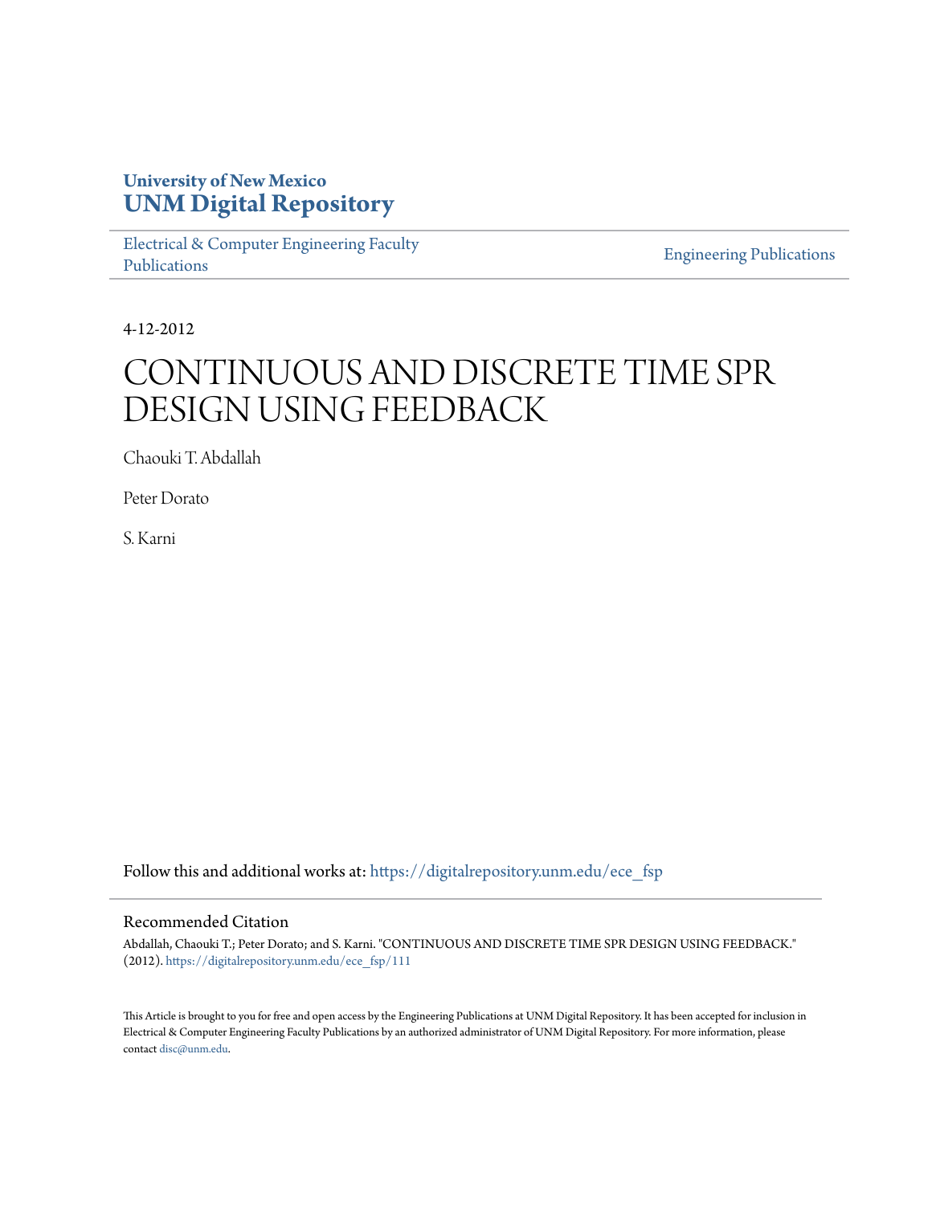University of New Mexico
**UNM Digital Repository**

Electrical & Computer Engineering Faculty Publications | Engineering Publications

4-12-2012

# CONTINUOUS AND DISCRETE TIME SPR DESIGN USING FEEDBACK

Chaouki T. Abdallah

Peter Dorato

S. Karni

Follow this and additional works at: https://digitalrepository.unm.edu/ece_fsp

## Recommended Citation

Abdallah, Chaouki T.; Peter Dorato; and S. Karni. "CONTINUOUS AND DISCRETE TIME SPR DESIGN USING FEEDBACK." (2012). https://digitalrepository.unm.edu/ece_fsp/111

This Article is brought to you for free and open access by the Engineering Publications at UNM Digital Repository. It has been accepted for inclusion in Electrical & Computer Engineering Faculty Publications by an authorized administrator of UNM Digital Repository. For more information, please contact disc@unm.edu.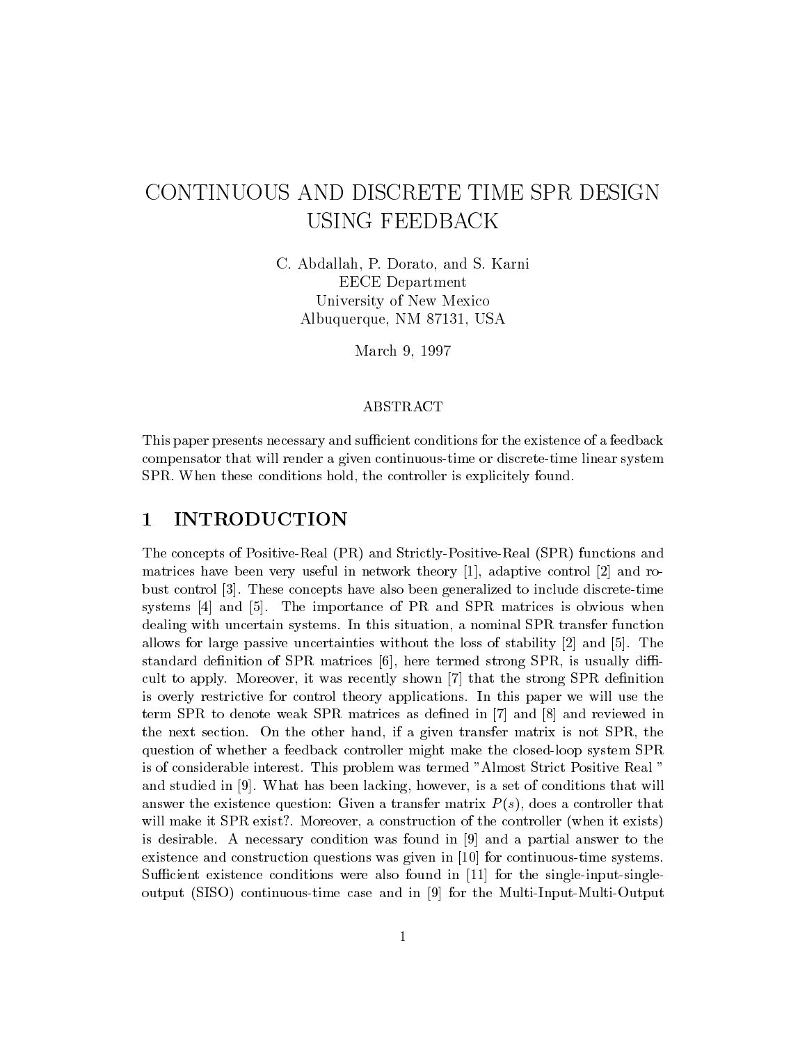# CONTINUOUS AND DISCRETE TIME SPR DESIGN USING FEEDBACK

C. Abdallah, P. Dorato, and S. Karni
EECE Department
University of New Mexico
Albuquerque, NM 87131, USA

March 9, 1997

### ABSTRACT

This paper presents necessary and sufficient conditions for the existence of a feedback compensator that will render a given continuous-time or discrete-time linear system SPR. When these conditions hold, the controller is explicitely found.

## 1 INTRODUCTION

The concepts of Positive-Real (PR) and Strictly-Positive-Real (SPR) functions and matrices have been very useful in network theory [1], adaptive control [2] and robust control [3]. These concepts have also been generalized to include discrete-time systems [4] and [5]. The importance of PR and SPR matrices is obvious when dealing with uncertain systems. In this situation, a nominal SPR transfer function allows for large passive uncertainties without the loss of stability [2] and [5]. The standard definition of SPR matrices [6], here termed strong SPR, is usually difficult to apply. Moreover, it was recently shown [7] that the strong SPR definition is overly restrictive for control theory applications. In this paper we will use the term SPR to denote weak SPR matrices as defined in [7] and [8] and reviewed in the next section. On the other hand, if a given transfer matrix is not SPR, the question of whether a feedback controller might make the closed-loop system SPR is of considerable interest. This problem was termed "Almost Strict Positive Real" and studied in [9]. What has been lacking, however, is a set of conditions that will answer the existence question: Given a transfer matrix $P(s)$, does a controller that will make it SPR exist?. Moreover, a construction of the controller (when it exists) is desirable. A necessary condition was found in [9] and a partial answer to the existence and construction questions was given in [10] for continuous-time systems. Sufficient existence conditions were also found in [11] for the single-input-single-output (SISO) continuous-time case and in [9] for the Multi-Input-Multi-Output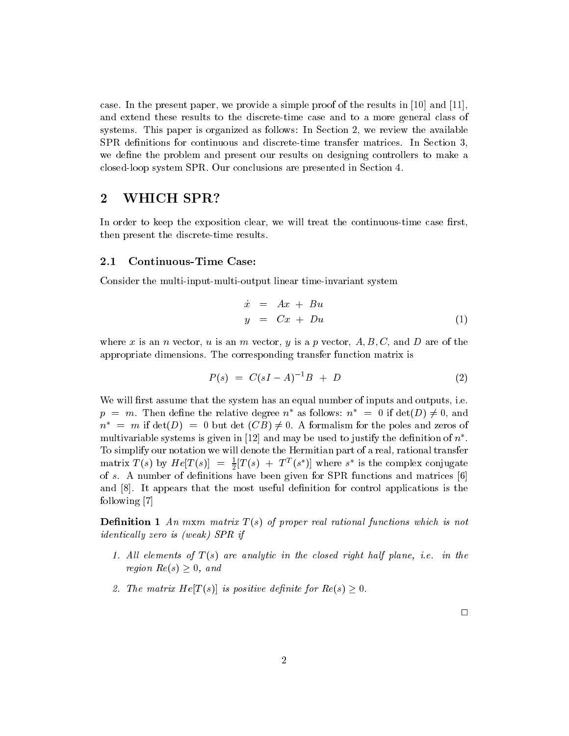case. In the present paper, we provide a simple proof of the results in [10] and [11], and extend these results to the discrete-time case and to a more general class of systems. This paper is organized as follows: In Section 2, we review the available SPR definitions for continuous and discrete-time transfer matrices. In Section 3, we define the problem and present our results on designing controllers to make a closed-loop system SPR. Our conclusions are presented in Section 4.

## 2 WHICH SPR?

In order to keep the exposition clear, we will treat the continuous-time case first, then present the discrete-time results.

### 2.1 Continuous-Time Case:

Consider the multi-input-multi-output linear time-invariant system

$$
\begin{aligned}
\dot{x} &= Ax + Bu \\
y &= Cx + Du
\end{aligned}
\tag{1}
$$

where $x$ is an $n$ vector, $u$ is an $m$ vector, $y$ is a $p$ vector, $A, B, C$, and $D$ are of the appropriate dimensions. The corresponding transfer function matrix is

$$
P(s) = C(sI - A)^{-1}B + D \tag{2}
$$

We will first assume that the system has an equal number of inputs and outputs, i.e. $p = m$. Then define the relative degree $n^*$ as follows: $n^* = 0$ if $\det(D) \neq 0$, and $n^* = m$ if $\det(D) = 0$ but $\det(CB) \neq 0$. A formalism for the poles and zeros of multivariable systems is given in [12] and may be used to justify the definition of $n^*$. To simplify our notation we will denote the Hermitian part of a real, rational transfer matrix $T(s)$ by $He[T(s)] = \frac{1}{2}[T(s) + T^T(s^*)]$ where $s^*$ is the complex conjugate of $s$. A number of definitions have been given for SPR functions and matrices [6] and [8]. It appears that the most useful definition for control applications is the following [7]

**Definition 1** *An mxm matrix $T(s)$ of proper real rational functions which is not identically zero is (weak) SPR if*

1. *All elements of $T(s)$ are analytic in the closed right half plane, i.e. in the region $Re(s) \geq 0$, and*
2. *The matrix $He[T(s)]$ is positive definite for $Re(s) \geq 0$.*

□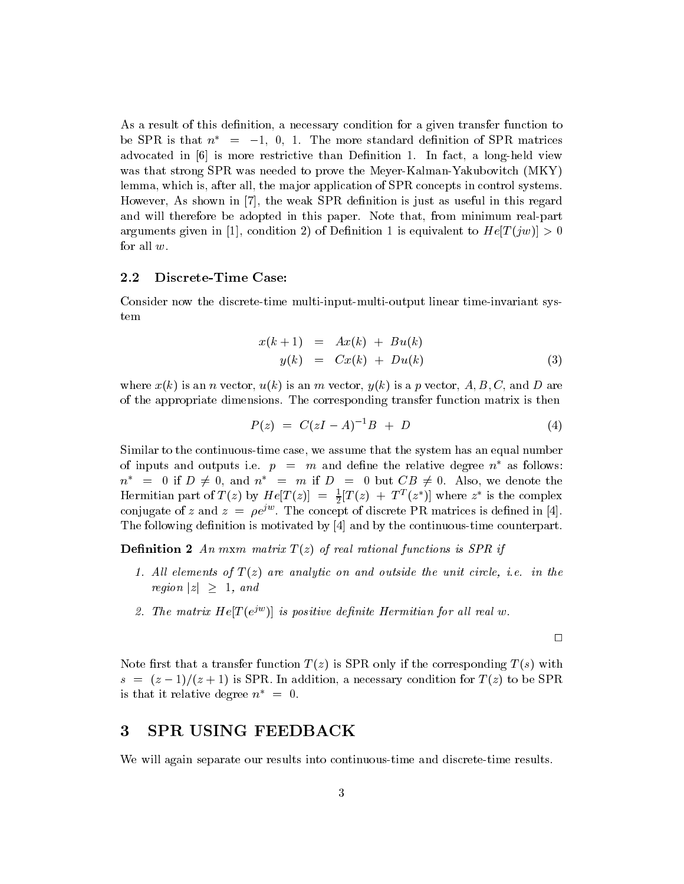As a result of this definition, a necessary condition for a given transfer function to be SPR is that $n^* = -1, 0, 1$. The more standard definition of SPR matrices advocated in [6] is more restrictive than Definition 1. In fact, a long-held view was that strong SPR was needed to prove the Meyer-Kalman-Yakubovitch (MKY) lemma, which is, after all, the major application of SPR concepts in control systems. However, As shown in [7], the weak SPR definition is just as useful in this regard and will therefore be adopted in this paper. Note that, from minimum real-part arguments given in [1], condition 2) of Definition 1 is equivalent to $He[T(jw)] > 0$ for all $w$.

### 2.2 Discrete-Time Case:

Consider now the discrete-time multi-input-multi-output linear time-invariant system

$$
\begin{aligned}
x(k+1) &= Ax(k) + Bu(k) \\
y(k) &= Cx(k) + Du(k)
\end{aligned}
\tag{3}
$$

where $x(k)$ is an $n$ vector, $u(k)$ is an $m$ vector, $y(k)$ is a $p$ vector, $A, B, C$, and $D$ are of the appropriate dimensions. The corresponding transfer function matrix is then

$$
P(z) = C(zI - A)^{-1}B + D \tag{4}
$$

Similar to the continuous-time case, we assume that the system has an equal number of inputs and outputs i.e. $p = m$ and define the relative degree $n^*$ as follows: $n^* = 0$ if $D \neq 0$, and $n^* = m$ if $D = 0$ but $CB \neq 0$. Also, we denote the Hermitian part of $T(z)$ by $He[T(z)] = \frac{1}{2}[T(z) + T^T(z^*)]$ where $z^*$ is the complex conjugate of $z$ and $z = \rho e^{jw}$. The concept of discrete PR matrices is defined in [4]. The following definition is motivated by [4] and by the continuous-time counterpart.

**Definition 2** *An mxm matrix $T(z)$ of real rational functions is SPR if*

1. *All elements of $T(z)$ are analytic on and outside the unit circle, i.e. in the region $|z| \geq 1$, and*
2. *The matrix $He[T(e^{jw})]$ is positive definite Hermitian for all real $w$.*

□

Note first that a transfer function $T(z)$ is SPR only if the corresponding $T(s)$ with $s = (z-1)/(z+1)$ is SPR. In addition, a necessary condition for $T(z)$ to be SPR is that it relative degree $n^* = 0$.

## 3 SPR USING FEEDBACK

We will again separate our results into continuous-time and discrete-time results.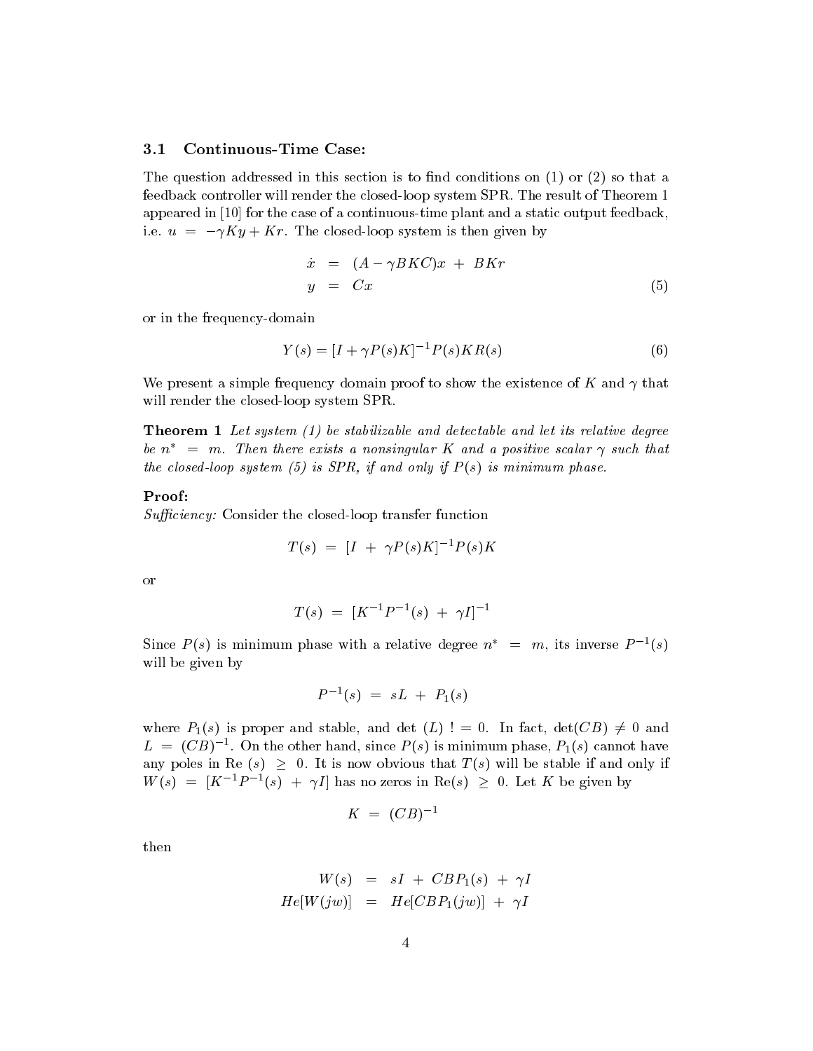### 3.1 Continuous-Time Case:

The question addressed in this section is to find conditions on (1) or (2) so that a feedback controller will render the closed-loop system SPR. The result of Theorem 1 appeared in [10] for the case of a continuous-time plant and a static output feedback, i.e. $u = -\gamma Ky + Kr$. The closed-loop system is then given by

$$
\begin{aligned}
\dot{x} &= (A - \gamma BKC)x + BKr \\
y &= Cx
\end{aligned}
\tag{5}
$$

or in the frequency-domain

$$
Y(s) = [I + \gamma P(s)K]^{-1} P(s)KR(s) \tag{6}
$$

We present a simple frequency domain proof to show the existence of $K$ and $\gamma$ that will render the closed-loop system SPR.

**Theorem 1** *Let system (1) be stabilizable and detectable and let its relative degree be $n^* = m$. Then there exists a nonsingular $K$ and a positive scalar $\gamma$ such that the closed-loop system (5) is SPR, if and only if $P(s)$ is minimum phase.*

**Proof:**
*Sufficiency:* Consider the closed-loop transfer function

$$
T(s) = [I + \gamma P(s)K]^{-1} P(s)K
$$

or

$$
T(s) = [K^{-1}P^{-1}(s) + \gamma I]^{-1}
$$

Since $P(s)$ is minimum phase with a relative degree $n^* = m$, its inverse $P^{-1}(s)$ will be given by

$$
P^{-1}(s) = sL + P_1(s)
$$

where $P_1(s)$ is proper and stable, and det $(L)$ != 0. In fact, $\det(CB) \neq 0$ and $L = (CB)^{-1}$. On the other hand, since $P(s)$ is minimum phase, $P_1(s)$ cannot have any poles in Re $(s) \geq 0$. It is now obvious that $T(s)$ will be stable if and only if $W(s) = [K^{-1}P^{-1}(s) + \gamma I]$ has no zeros in $\text{Re}(s) \geq 0$. Let $K$ be given by

$$
K = (CB)^{-1}
$$

then

$$
\begin{aligned}
W(s) &= sI + CBP_1(s) + \gamma I \\
He[W(jw)] &= He[CBP_1(jw)] + \gamma I
\end{aligned}
$$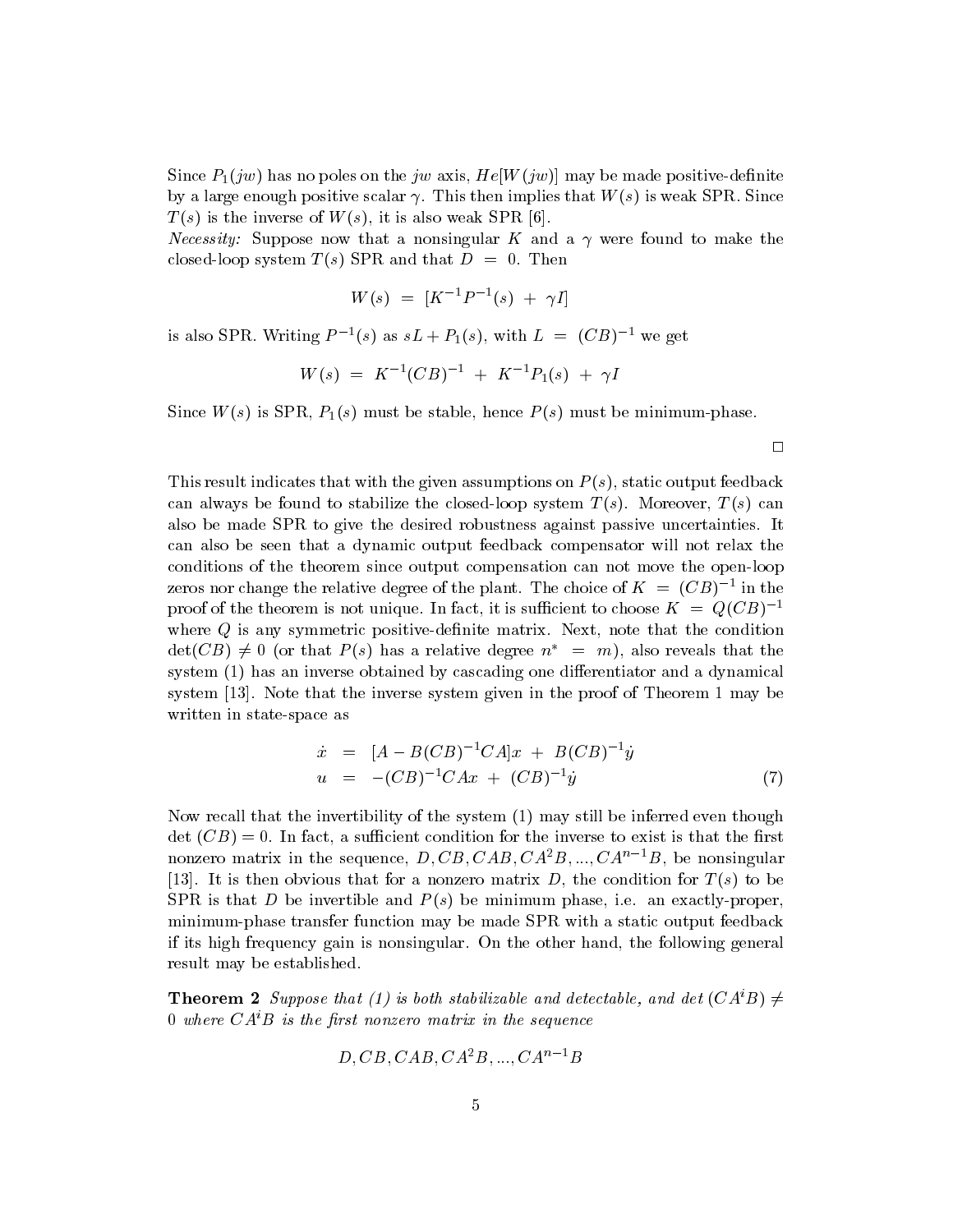Since $P_1(jw)$ has no poles on the $jw$ axis, $He[W(jw)]$ may be made positive-definite by a large enough positive scalar $\gamma$. This then implies that $W(s)$ is weak SPR. Since $T(s)$ is the inverse of $W(s)$, it is also weak SPR [6].

*Necessity:* Suppose now that a nonsingular $K$ and a $\gamma$ were found to make the closed-loop system $T(s)$ SPR and that $D = 0$. Then

$$W(s) = [K^{-1}P^{-1}(s) + \gamma I]$$

is also SPR. Writing $P^{-1}(s)$ as $sL + P_1(s)$, with $L = (CB)^{-1}$ we get

$$W(s) = K^{-1}(CB)^{-1} + K^{-1}P_1(s) + \gamma I$$

Since $W(s)$ is SPR, $P_1(s)$ must be stable, hence $P(s)$ must be minimum-phase.

□

This result indicates that with the given assumptions on $P(s)$, static output feedback can always be found to stabilize the closed-loop system $T(s)$. Moreover, $T(s)$ can also be made SPR to give the desired robustness against passive uncertainties. It can also be seen that a dynamic output feedback compensator will not relax the conditions of the theorem since output compensation can not move the open-loop zeros nor change the relative degree of the plant. The choice of $K = (CB)^{-1}$ in the proof of the theorem is not unique. In fact, it is sufficient to choose $K = Q(CB)^{-1}$ where $Q$ is any symmetric positive-definite matrix. Next, note that the condition $\det(CB) \neq 0$ (or that $P(s)$ has a relative degree $n^* = m$), also reveals that the system (1) has an inverse obtained by cascading one differentiator and a dynamical system [13]. Note that the inverse system given in the proof of Theorem 1 may be written in state-space as

$$\begin{aligned} \dot{x} &= [A - B(CB)^{-1}CA]x + B(CB)^{-1}\dot{y} \\ u &= -(CB)^{-1}CAx + (CB)^{-1}\dot{y} \end{aligned} \tag{7}$$

Now recall that the invertibility of the system (1) may still be inferred even though det $(CB) = 0$. In fact, a sufficient condition for the inverse to exist is that the first nonzero matrix in the sequence, $D, CB, CAB, CA^2B, ..., CA^{n-1}B$, be nonsingular [13]. It is then obvious that for a nonzero matrix $D$, the condition for $T(s)$ to be SPR is that $D$ be invertible and $P(s)$ be minimum phase, i.e. an exactly-proper, minimum-phase transfer function may be made SPR with a static output feedback if its high frequency gain is nonsingular. On the other hand, the following general result may be established.

**Theorem 2** *Suppose that (1) is both stabilizable and detectable, and det* $(CA^iB) \neq 0$ *where* $CA^iB$ *is the first nonzero matrix in the sequence*

$$D, CB, CAB, CA^2B, ..., CA^{n-1}B$$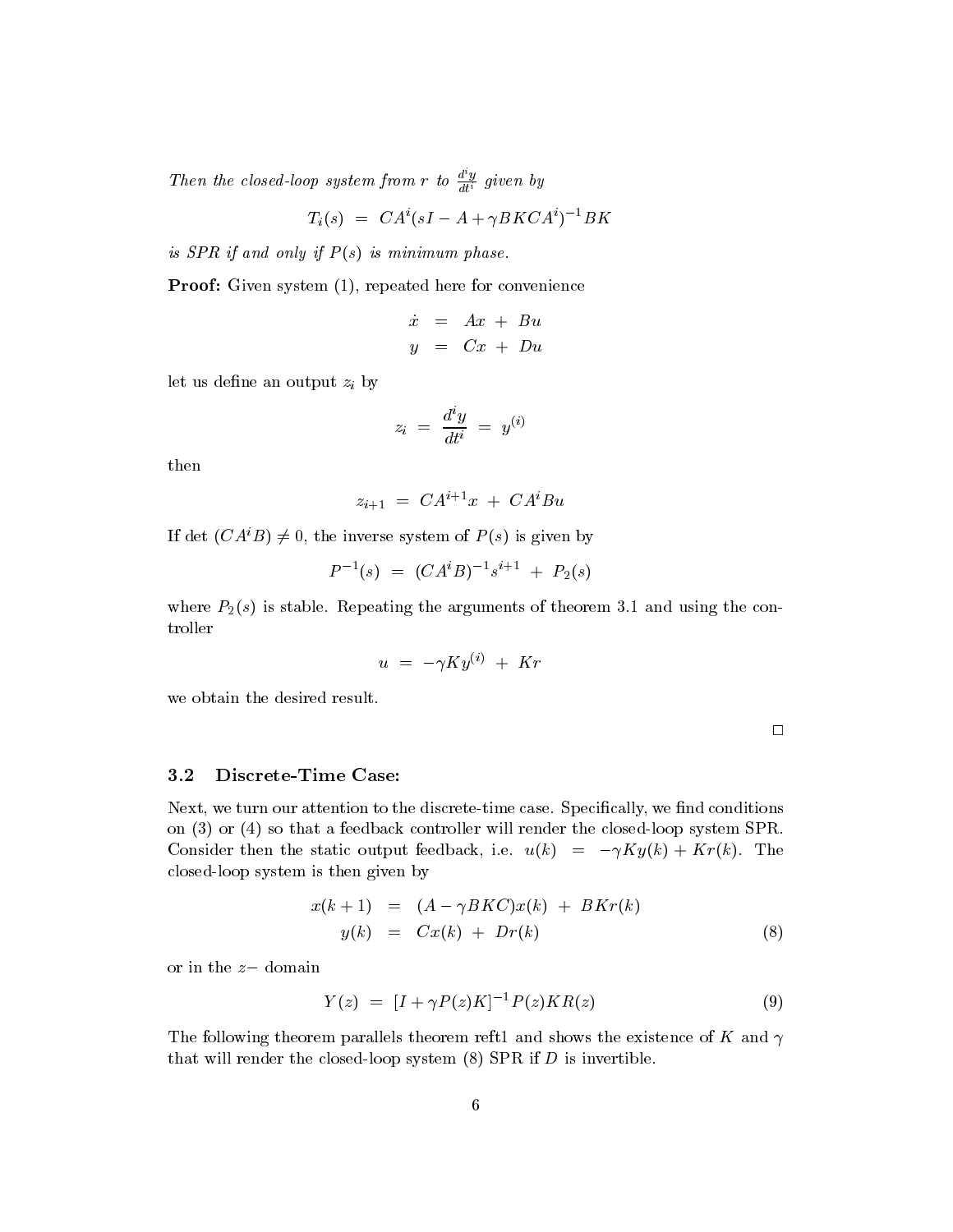*Then the closed-loop system from $r$ to $\frac{d^iy}{dt^i}$ given by*

$$T_i(s) \; = \; CA^i(sI - A + \gamma BKCA^i)^{-1}BK$$

*is SPR if and only if $P(s)$ is minimum phase.*

**Proof:** Given system (1), repeated here for convenience

$$\begin{aligned} \dot{x} &= Ax + Bu \\ y &= Cx + Du \end{aligned}$$

let us define an output $z_i$ by

$$z_i \; = \; \frac{d^iy}{dt^i} \; = \; y^{(i)}$$

then

$$z_{i+1} \; = \; CA^{i+1}x \; + \; CA^iBu$$

If det $(CA^iB) \neq 0$, the inverse system of $P(s)$ is given by

$$P^{-1}(s) \; = \; (CA^iB)^{-1}s^{i+1} \; + \; P_2(s)$$

where $P_2(s)$ is stable. Repeating the arguments of theorem 3.1 and using the controller

$$u \; = \; -\gamma K y^{(i)} \; + \; Kr$$

we obtain the desired result.

□

### 3.2 Discrete-Time Case:

Next, we turn our attention to the discrete-time case. Specifically, we find conditions on (3) or (4) so that a feedback controller will render the closed-loop system SPR. Consider then the static output feedback, i.e. $u(k) = -\gamma Ky(k) + Kr(k)$. The closed-loop system is then given by

$$\begin{aligned} x(k+1) &= (A - \gamma BKC)x(k) \; + \; BKr(k) \\ y(k) &= Cx(k) \; + \; Dr(k) \end{aligned} \tag{8}$$

or in the $z-$ domain

$$Y(z) \; = \; [I + \gamma P(z)K]^{-1}P(z)KR(z) \tag{9}$$

The following theorem parallels theorem reft1 and shows the existence of $K$ and $\gamma$ that will render the closed-loop system (8) SPR if $D$ is invertible.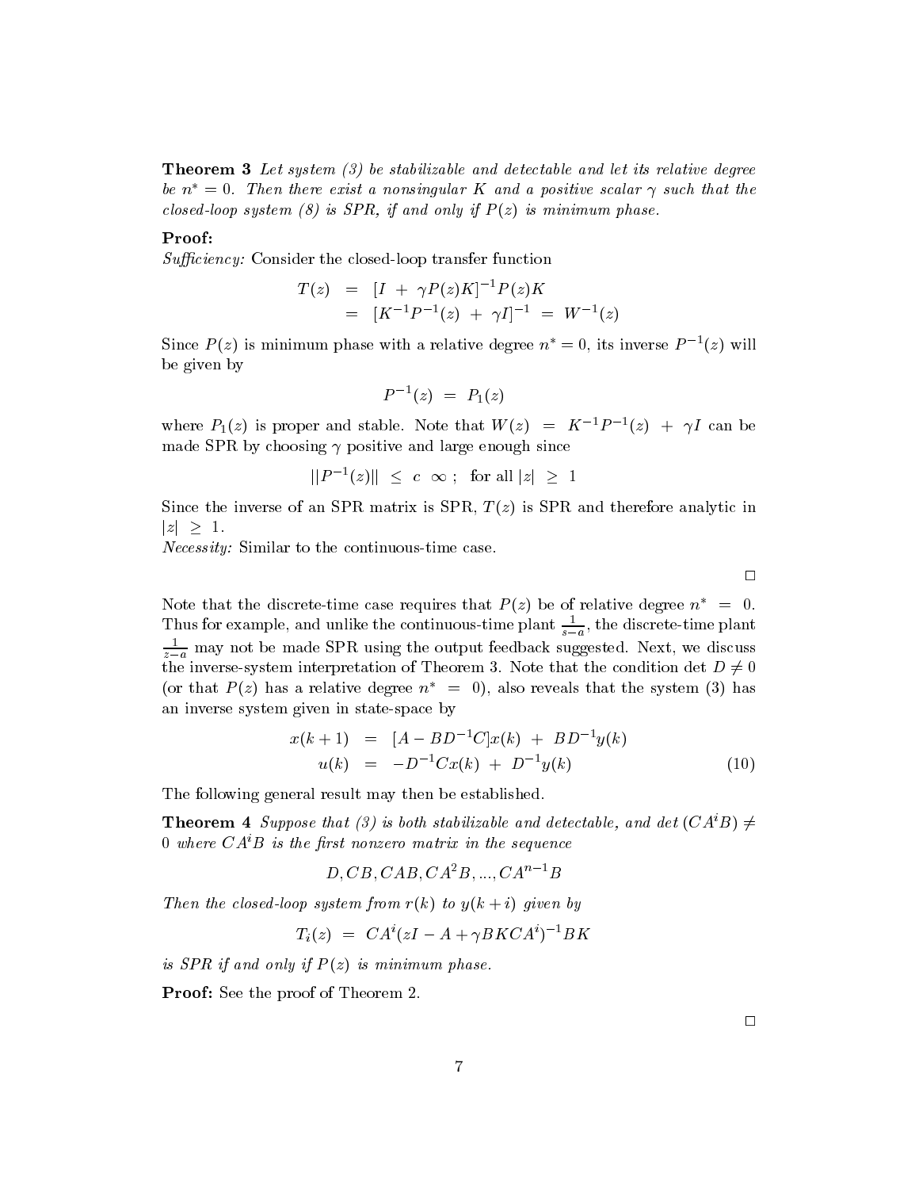**Theorem 3** *Let system (3) be stabilizable and detectable and let its relative degree be $n^* = 0$. Then there exist a nonsingular $K$ and a positive scalar $\gamma$ such that the closed-loop system (8) is SPR, if and only if $P(z)$ is minimum phase.*

**Proof:**

*Sufficiency:* Consider the closed-loop transfer function

$$
\begin{aligned}
T(z) &= [I + \gamma P(z)K]^{-1} P(z)K \\
&= [K^{-1}P^{-1}(z) + \gamma I]^{-1} = W^{-1}(z)
\end{aligned}
$$

Since $P(z)$ is minimum phase with a relative degree $n^* = 0$, its inverse $P^{-1}(z)$ will be given by

$$
P^{-1}(z) = P_1(z)
$$

where $P_1(z)$ is proper and stable. Note that $W(z) = K^{-1}P^{-1}(z) + \gamma I$ can be made SPR by choosing $\gamma$ positive and large enough since

$$
||P^{-1}(z)|| \leq c \;\; \infty \; ; \;\; \text{for all } |z| \geq 1
$$

Since the inverse of an SPR matrix is SPR, $T(z)$ is SPR and therefore analytic in $|z| \geq 1$.

*Necessity:* Similar to the continuous-time case.

□

Note that the discrete-time case requires that $P(z)$ be of relative degree $n^* = 0$. Thus for example, and unlike the continuous-time plant $\frac{1}{s-a}$, the discrete-time plant $\frac{1}{z-a}$ may not be made SPR using the output feedback suggested. Next, we discuss the inverse-system interpretation of Theorem 3. Note that the condition det $D \neq 0$ (or that $P(z)$ has a relative degree $n^* = 0$), also reveals that the system (3) has an inverse system given in state-space by

$$
\begin{aligned}
x(k+1) &= [A - BD^{-1}C]x(k) + BD^{-1}y(k) \\
u(k) &= -D^{-1}Cx(k) + D^{-1}y(k)
\end{aligned}
\tag{10}
$$

The following general result may then be established.

**Theorem 4** *Suppose that (3) is both stabilizable and detectable, and det $(CA^iB) \neq 0$ where $CA^iB$ is the first nonzero matrix in the sequence*

$$
D, CB, CAB, CA^2B, ..., CA^{n-1}B
$$

*Then the closed-loop system from $r(k)$ to $y(k+i)$ given by*

$$
T_i(z) = CA^i(zI - A + \gamma BKCA^i)^{-1}BK
$$

*is SPR if and only if $P(z)$ is minimum phase.*

**Proof:** See the proof of Theorem 2.

□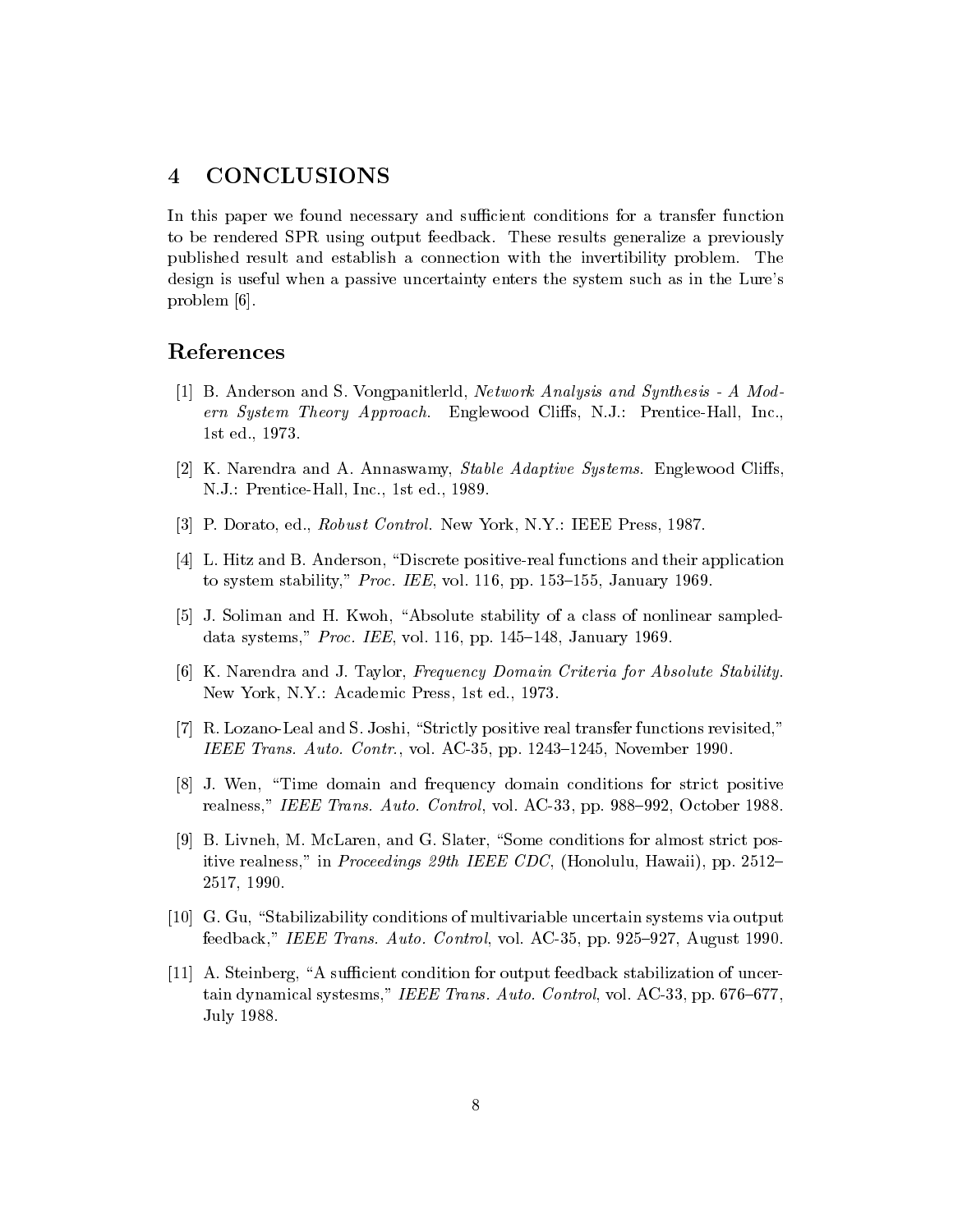## 4 CONCLUSIONS

In this paper we found necessary and sufficient conditions for a transfer function to be rendered SPR using output feedback. These results generalize a previously published result and establish a connection with the invertibility problem. The design is useful when a passive uncertainty enters the system such as in the Lure's problem [6].

## References

[1] B. Anderson and S. Vongpanitlerld, *Network Analysis and Synthesis - A Modern System Theory Approach.* Englewood Cliffs, N.J.: Prentice-Hall, Inc., 1st ed., 1973.

[2] K. Narendra and A. Annaswamy, *Stable Adaptive Systems.* Englewood Cliffs, N.J.: Prentice-Hall, Inc., 1st ed., 1989.

[3] P. Dorato, ed., *Robust Control.* New York, N.Y.: IEEE Press, 1987.

[4] L. Hitz and B. Anderson, "Discrete positive-real functions and their application to system stability," *Proc. IEE*, vol. 116, pp. 153–155, January 1969.

[5] J. Soliman and H. Kwoh, "Absolute stability of a class of nonlinear sampled-data systems," *Proc. IEE*, vol. 116, pp. 145–148, January 1969.

[6] K. Narendra and J. Taylor, *Frequency Domain Criteria for Absolute Stability.* New York, N.Y.: Academic Press, 1st ed., 1973.

[7] R. Lozano-Leal and S. Joshi, "Strictly positive real transfer functions revisited," *IEEE Trans. Auto. Contr.*, vol. AC-35, pp. 1243–1245, November 1990.

[8] J. Wen, "Time domain and frequency domain conditions for strict positive realness," *IEEE Trans. Auto. Control*, vol. AC-33, pp. 988–992, October 1988.

[9] B. Livneh, M. McLaren, and G. Slater, "Some conditions for almost strict positive realness," in *Proceedings 29th IEEE CDC*, (Honolulu, Hawaii), pp. 2512–2517, 1990.

[10] G. Gu, "Stabilizability conditions of multivariable uncertain systems via output feedback," *IEEE Trans. Auto. Control*, vol. AC-35, pp. 925–927, August 1990.

[11] A. Steinberg, "A sufficient condition for output feedback stabilization of uncertain dynamical systesms," *IEEE Trans. Auto. Control*, vol. AC-33, pp. 676–677, July 1988.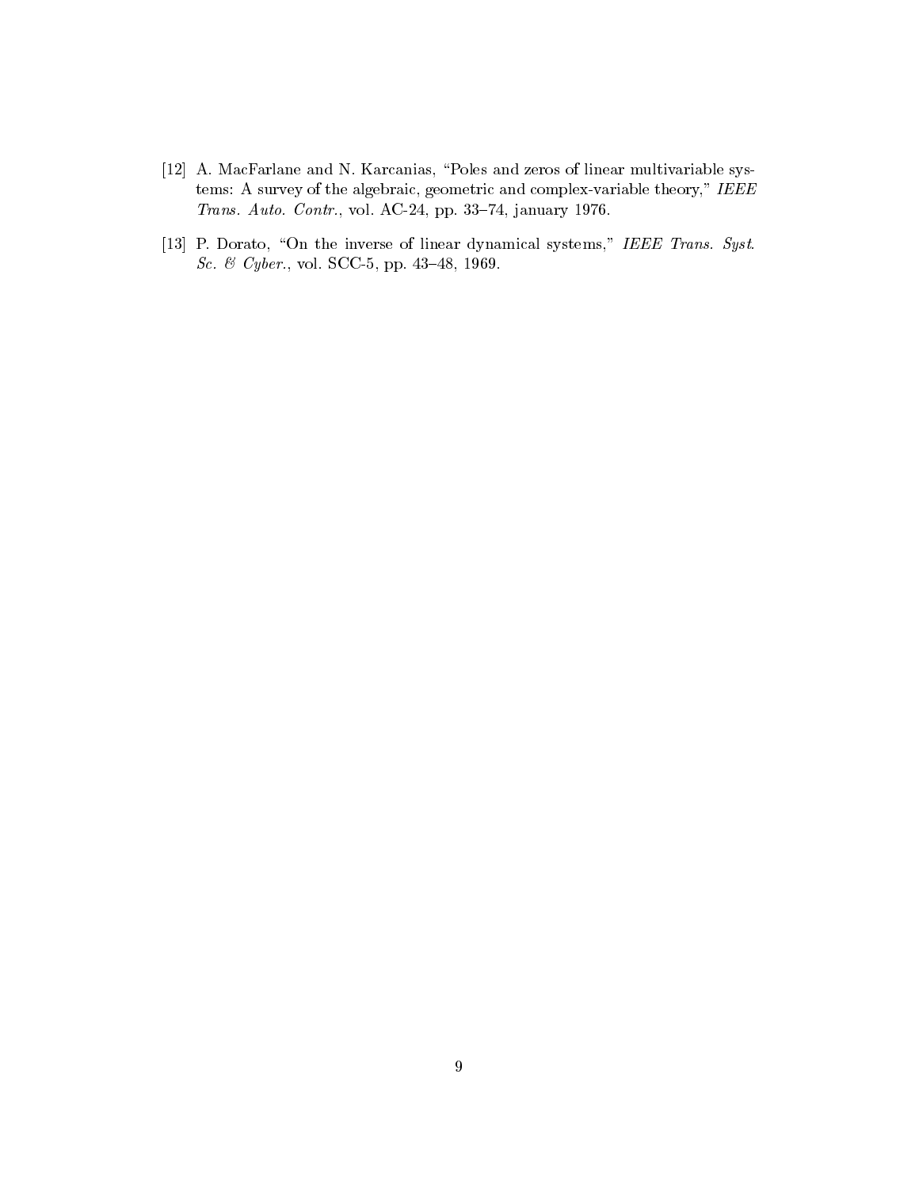[12] A. MacFarlane and N. Karcanias, "Poles and zeros of linear multivariable systems: A survey of the algebraic, geometric and complex-variable theory," *IEEE Trans. Auto. Contr.*, vol. AC-24, pp. 33–74, january 1976.

[13] P. Dorato, "On the inverse of linear dynamical systems," *IEEE Trans. Syst. Sc. & Cyber.*, vol. SCC-5, pp. 43–48, 1969.